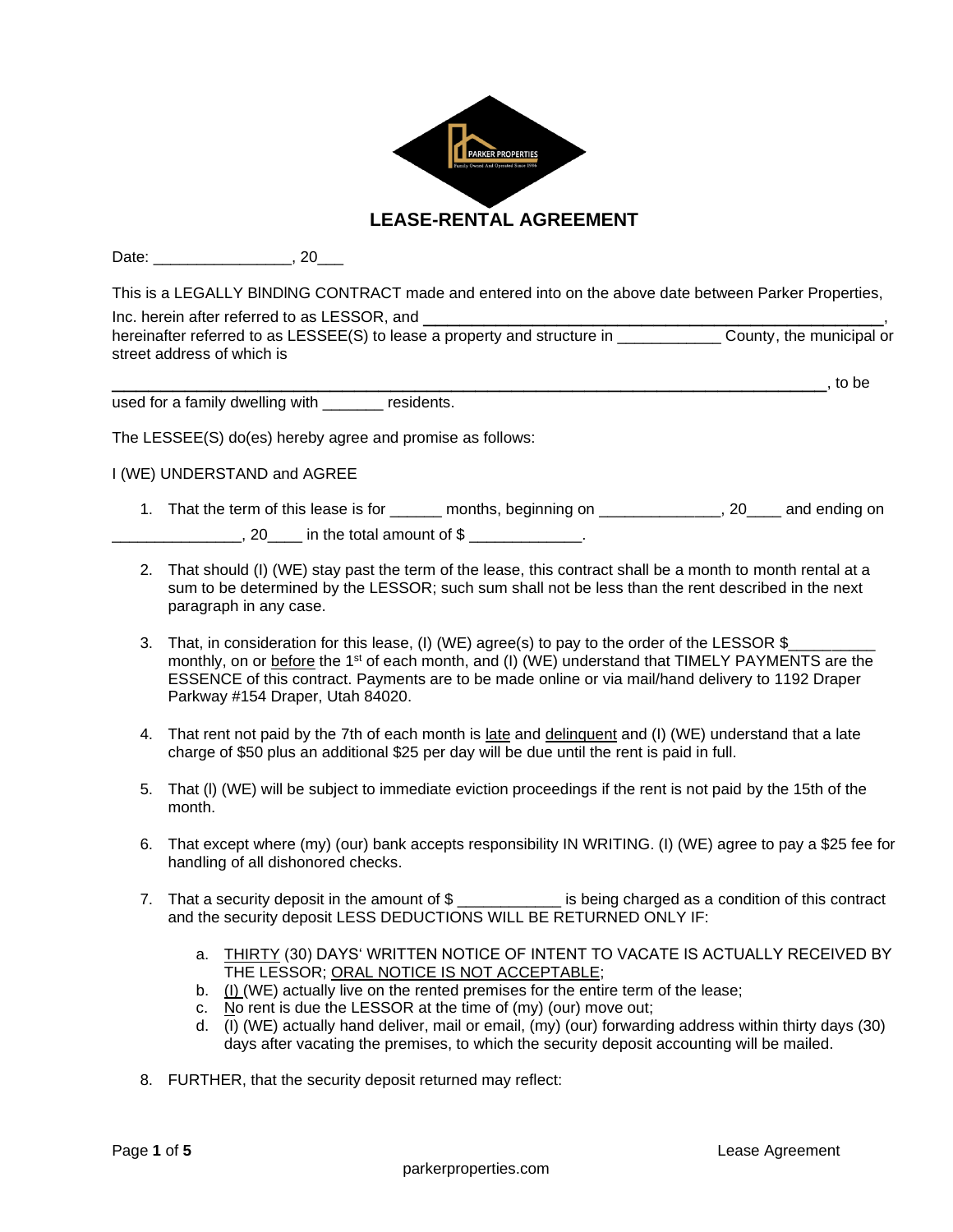# LEASE-RENTAL AGREEMENT

Date: ________________, 20___

This is a LEGALLY BINDING CONTRACT made and entered into on the above date between Parker Properties, Inc. herein after referred to as LESSOR, and ________________________________________________________, hereinafter referred to as LESSEE(S) to lease a property and structure in ____________ County, the municipal or street address of which is

__________________________________________________________________________________, to be used for a family dwelling with _______ residents.

The LESSEE(S) do(es) hereby agree and promise as follows:

I (WE) UNDERSTAND and AGREE

1. That the term of this lease is for ______ months, beginning on ______________, 20____ and ending on _______________, 20____ in the total amount of $ _____________.
2. That should (I) (WE) stay past the term of the lease, this contract shall be a month to month rental at a sum to be determined by the LESSOR; such sum shall not be less than the rent described in the next paragraph in any case.
3. That, in consideration for this lease, (I) (WE) agree(s) to pay to the order of the LESSOR $__________ monthly, on or before the 1st of each month, and (I) (WE) understand that TIMELY PAYMENTS are the ESSENCE of this contract. Payments are to be made online or via mail/hand delivery to 1192 Draper Parkway #154 Draper, Utah 84020.
4. That rent not paid by the 7th of each month is late and delinquent and (I) (WE) understand that a late charge of $50 plus an additional $25 per day will be due until the rent is paid in full.
5. That (I) (WE) will be subject to immediate eviction proceedings if the rent is not paid by the 15th of the month.
6. That except where (my) (our) bank accepts responsibility IN WRITING. (I) (WE) agree to pay a $25 fee for handling of all dishonored checks.
7. That a security deposit in the amount of $ ____________ is being charged as a condition of this contract and the security deposit LESS DEDUCTIONS WILL BE RETURNED ONLY IF:
   a. THIRTY (30) DAYS' WRITTEN NOTICE OF INTENT TO VACATE IS ACTUALLY RECEIVED BY THE LESSOR; ORAL NOTICE IS NOT ACCEPTABLE;
   b. (I) (WE) actually live on the rented premises for the entire term of the lease;
   c. No rent is due the LESSOR at the time of (my) (our) move out;
   d. (I) (WE) actually hand deliver, mail or email, (my) (our) forwarding address within thirty days (30) days after vacating the premises, to which the security deposit accounting will be mailed.
8. FURTHER, that the security deposit returned may reflect: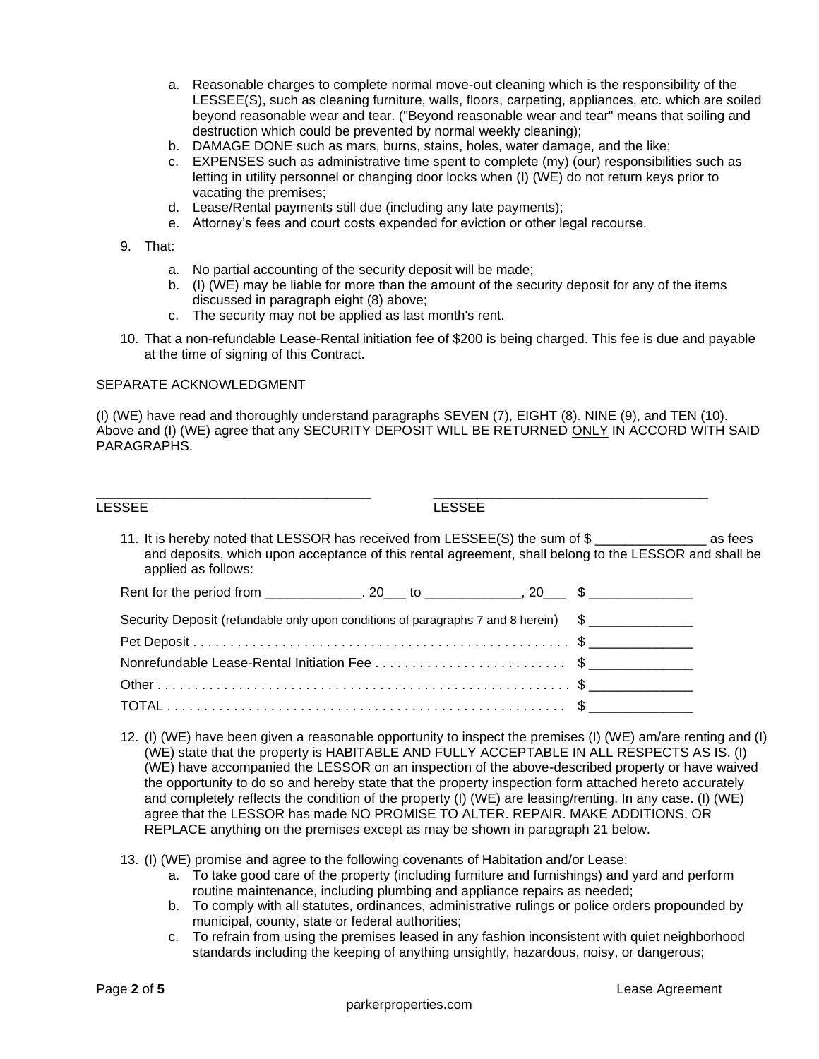a. Reasonable charges to complete normal move-out cleaning which is the responsibility of the LESSEE(S), such as cleaning furniture, walls, floors, carpeting, appliances, etc. which are soiled beyond reasonable wear and tear. ("Beyond reasonable wear and tear" means that soiling and destruction which could be prevented by normal weekly cleaning);
b. DAMAGE DONE such as mars, burns, stains, holes, water damage, and the like;
c. EXPENSES such as administrative time spent to complete (my) (our) responsibilities such as letting in utility personnel or changing door locks when (I) (WE) do not return keys prior to vacating the premises;
d. Lease/Rental payments still due (including any late payments);
e. Attorney's fees and court costs expended for eviction or other legal recourse.

9. That:

   a. No partial accounting of the security deposit will be made;
   b. (I) (WE) may be liable for more than the amount of the security deposit for any of the items discussed in paragraph eight (8) above;
   c. The security may not be applied as last month's rent.

10. That a non-refundable Lease-Rental initiation fee of $200 is being charged. This fee is due and payable at the time of signing of this Contract.

SEPARATE ACKNOWLEDGMENT

(I) (WE) have read and thoroughly understand paragraphs SEVEN (7), EIGHT (8). NINE (9), and TEN (10). Above and (I) (WE) agree that any SECURITY DEPOSIT WILL BE RETURNED ONLY IN ACCORD WITH SAID PARAGRAPHS.

_________________________________ LESSEE

_________________________________ LESSEE

11. It is hereby noted that LESSOR has received from LESSEE(S) the sum of $ _______________ as fees and deposits, which upon acceptance of this rental agreement, shall belong to the LESSOR and shall be applied as follows:

Rent for the period from _____________. 20___ to _____________, 20___ $ ______________

Security Deposit (refundable only upon conditions of paragraphs 7 and 8 herein) $ ______________

Pet Deposit . . . . . . . . . . . . . . . . . . . . . . . . . . . . . . . . . . . . . . . . . . . . . . . . . $ ______________

Nonrefundable Lease-Rental Initiation Fee . . . . . . . . . . . . . . . . . . . . . . . . . $ ______________

Other . . . . . . . . . . . . . . . . . . . . . . . . . . . . . . . . . . . . . . . . . . . . . . . . . . . . . . $ ______________

TOTAL . . . . . . . . . . . . . . . . . . . . . . . . . . . . . . . . . . . . . . . . . . . . . . . . . . . . $ ______________

12. (I) (WE) have been given a reasonable opportunity to inspect the premises (I) (WE) am/are renting and (I) (WE) state that the property is HABITABLE AND FULLY ACCEPTABLE IN ALL RESPECTS AS IS. (I) (WE) have accompanied the LESSOR on an inspection of the above-described property or have waived the opportunity to do so and hereby state that the property inspection form attached hereto accurately and completely reflects the condition of the property (I) (WE) are leasing/renting. In any case. (I) (WE) agree that the LESSOR has made NO PROMISE TO ALTER. REPAIR. MAKE ADDITIONS, OR REPLACE anything on the premises except as may be shown in paragraph 21 below.

13. (I) (WE) promise and agree to the following covenants of Habitation and/or Lease:
    a. To take good care of the property (including furniture and furnishings) and yard and perform routine maintenance, including plumbing and appliance repairs as needed;
    b. To comply with all statutes, ordinances, administrative rulings or police orders propounded by municipal, county, state or federal authorities;
    c. To refrain from using the premises leased in any fashion inconsistent with quiet neighborhood standards including the keeping of anything unsightly, hazardous, noisy, or dangerous;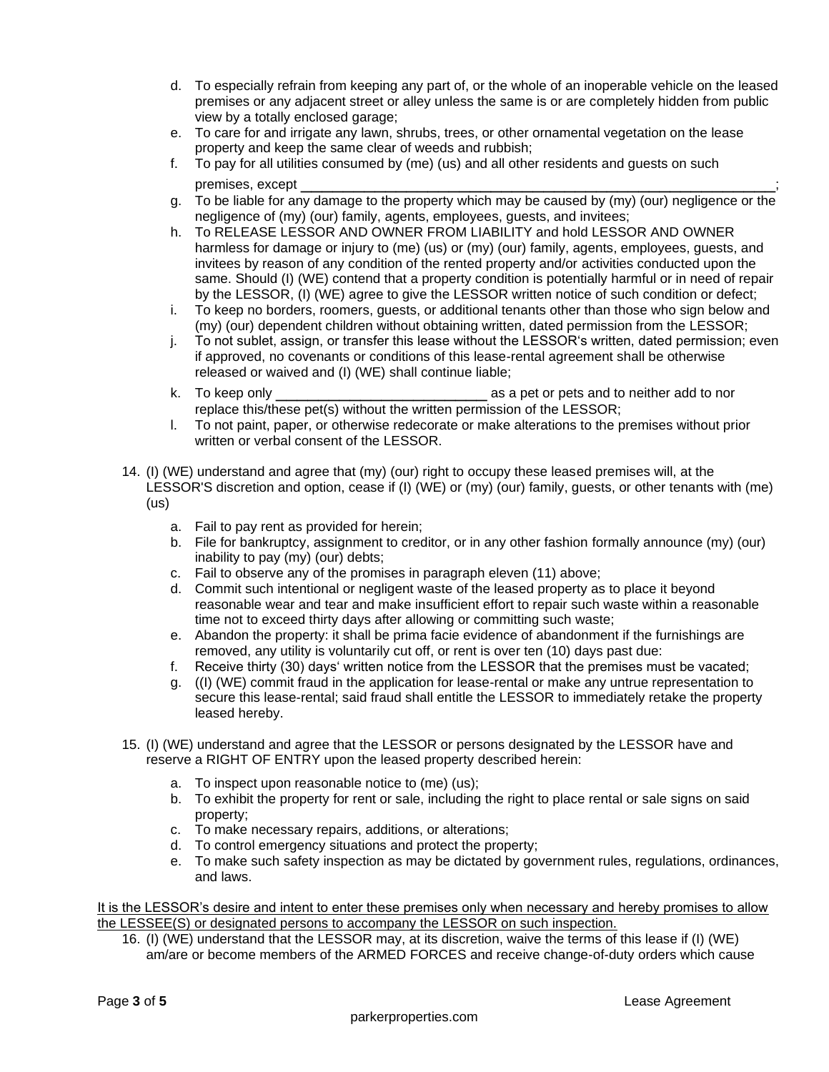d. To especially refrain from keeping any part of, or the whole of an inoperable vehicle on the leased premises or any adjacent street or alley unless the same is or are completely hidden from public view by a totally enclosed garage;
e. To care for and irrigate any lawn, shrubs, trees, or other ornamental vegetation on the lease property and keep the same clear of weeds and rubbish;
f. To pay for all utilities consumed by (me) (us) and all other residents and guests on such premises, except ________________________________________________________________;
g. To be liable for any damage to the property which may be caused by (my) (our) negligence or the negligence of (my) (our) family, agents, employees, guests, and invitees;
h. To RELEASE LESSOR AND OWNER FROM LIABILITY and hold LESSOR AND OWNER harmless for damage or injury to (me) (us) or (my) (our) family, agents, employees, guests, and invitees by reason of any condition of the rented property and/or activities conducted upon the same. Should (I) (WE) contend that a property condition is potentially harmful or in need of repair by the LESSOR, (I) (WE) agree to give the LESSOR written notice of such condition or defect;
i. To keep no borders, roomers, guests, or additional tenants other than those who sign below and (my) (our) dependent children without obtaining written, dated permission from the LESSOR;
j. To not sublet, assign, or transfer this lease without the LESSOR's written, dated permission; even if approved, no covenants or conditions of this lease-rental agreement shall be otherwise released or waived and (I) (WE) shall continue liable;
k. To keep only ____________________________ as a pet or pets and to neither add to nor replace this/these pet(s) without the written permission of the LESSOR;
l. To not paint, paper, or otherwise redecorate or make alterations to the premises without prior written or verbal consent of the LESSOR.

14. (I) (WE) understand and agree that (my) (our) right to occupy these leased premises will, at the LESSOR'S discretion and option, cease if (I) (WE) or (my) (our) family, guests, or other tenants with (me) (us)

    a. Fail to pay rent as provided for herein;
    b. File for bankruptcy, assignment to creditor, or in any other fashion formally announce (my) (our) inability to pay (my) (our) debts;
    c. Fail to observe any of the promises in paragraph eleven (11) above;
    d. Commit such intentional or negligent waste of the leased property as to place it beyond reasonable wear and tear and make insufficient effort to repair such waste within a reasonable time not to exceed thirty days after allowing or committing such waste;
    e. Abandon the property: it shall be prima facie evidence of abandonment if the furnishings are removed, any utility is voluntarily cut off, or rent is over ten (10) days past due:
    f. Receive thirty (30) days' written notice from the LESSOR that the premises must be vacated;
    g. ((I) (WE) commit fraud in the application for lease-rental or make any untrue representation to secure this lease-rental; said fraud shall entitle the LESSOR to immediately retake the property leased hereby.

15. (I) (WE) understand and agree that the LESSOR or persons designated by the LESSOR have and reserve a RIGHT OF ENTRY upon the leased property described herein:

    a. To inspect upon reasonable notice to (me) (us);
    b. To exhibit the property for rent or sale, including the right to place rental or sale signs on said property;
    c. To make necessary repairs, additions, or alterations;
    d. To control emergency situations and protect the property;
    e. To make such safety inspection as may be dictated by government rules, regulations, ordinances, and laws.

<u>It is the LESSOR's desire and intent to enter these premises only when necessary and hereby promises to allow the LESSEE(S) or designated persons to accompany the LESSOR on such inspection.</u>

16. (I) (WE) understand that the LESSOR may, at its discretion, waive the terms of this lease if (I) (WE) am/are or become members of the ARMED FORCES and receive change-of-duty orders which cause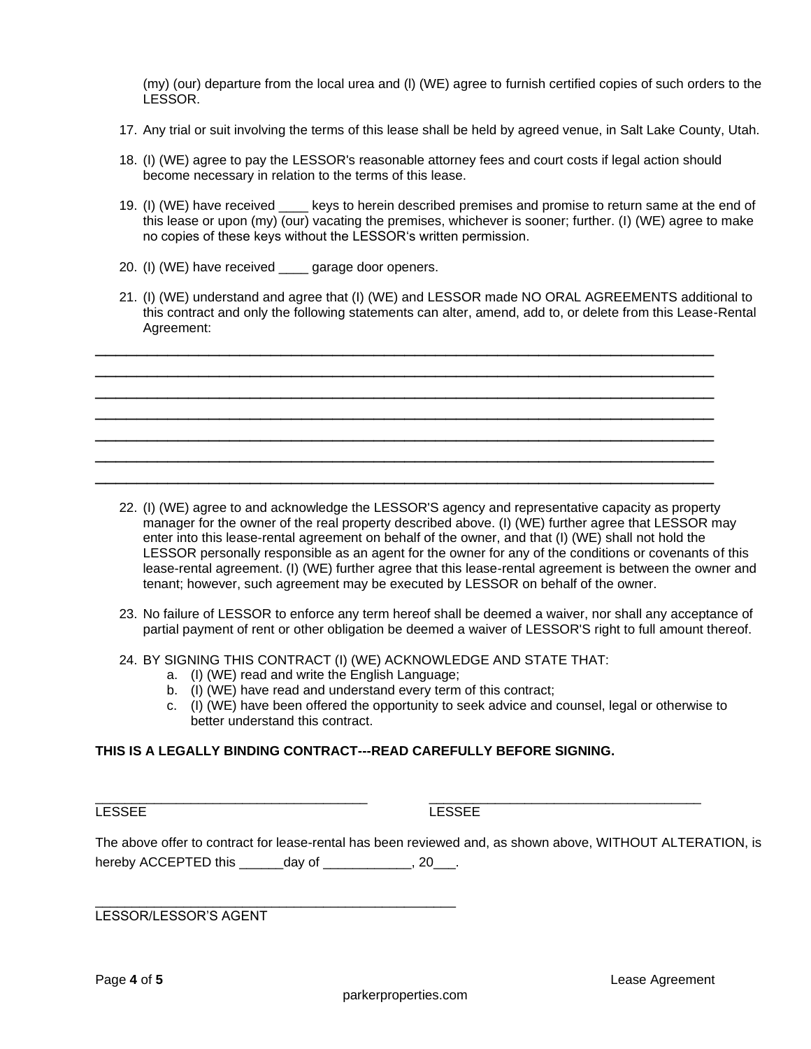(my) (our) departure from the local urea and (l) (WE) agree to furnish certified copies of such orders to the LESSOR.

17. Any trial or suit involving the terms of this lease shall be held by agreed venue, in Salt Lake County, Utah.

18. (I) (WE) agree to pay the LESSOR's reasonable attorney fees and court costs if legal action should become necessary in relation to the terms of this lease.

19. (I) (WE) have received ____ keys to herein described premises and promise to return same at the end of this lease or upon (my) (our) vacating the premises, whichever is sooner; further. (I) (WE) agree to make no copies of these keys without the LESSOR's written permission.

20. (I) (WE) have received ____ garage door openers.

21. (I) (WE) understand and agree that (I) (WE) and LESSOR made NO ORAL AGREEMENTS additional to this contract and only the following statements can alter, amend, add to, or delete from this Lease-Rental Agreement:

______________________________________________________________________________

______________________________________________________________________________

______________________________________________________________________________

______________________________________________________________________________

______________________________________________________________________________

______________________________________________________________________________

______________________________________________________________________________

22. (I) (WE) agree to and acknowledge the LESSOR'S agency and representative capacity as property manager for the owner of the real property described above. (I) (WE) further agree that LESSOR may enter into this lease-rental agreement on behalf of the owner, and that (I) (WE) shall not hold the LESSOR personally responsible as an agent for the owner for any of the conditions or covenants of this lease-rental agreement. (I) (WE) further agree that this lease-rental agreement is between the owner and tenant; however, such agreement may be executed by LESSOR on behalf of the owner.

23. No failure of LESSOR to enforce any term hereof shall be deemed a waiver, nor shall any acceptance of partial payment of rent or other obligation be deemed a waiver of LESSOR'S right to full amount thereof.

24. BY SIGNING THIS CONTRACT (I) (WE) ACKNOWLEDGE AND STATE THAT:
    a. (I) (WE) read and write the English Language;
    b. (I) (WE) have read and understand every term of this contract;
    c. (I) (WE) have been offered the opportunity to seek advice and counsel, legal or otherwise to better understand this contract.

**THIS IS A LEGALLY BINDING CONTRACT---READ CAREFULLY BEFORE SIGNING.**

______________________________________ ______________________________________
LESSEE LESSEE

The above offer to contract for lease-rental has been reviewed and, as shown above, WITHOUT ALTERATION, is hereby ACCEPTED this ______day of ____________, 20___.

__________________________________________________
LESSOR/LESSOR'S AGENT

parkerproperties.com